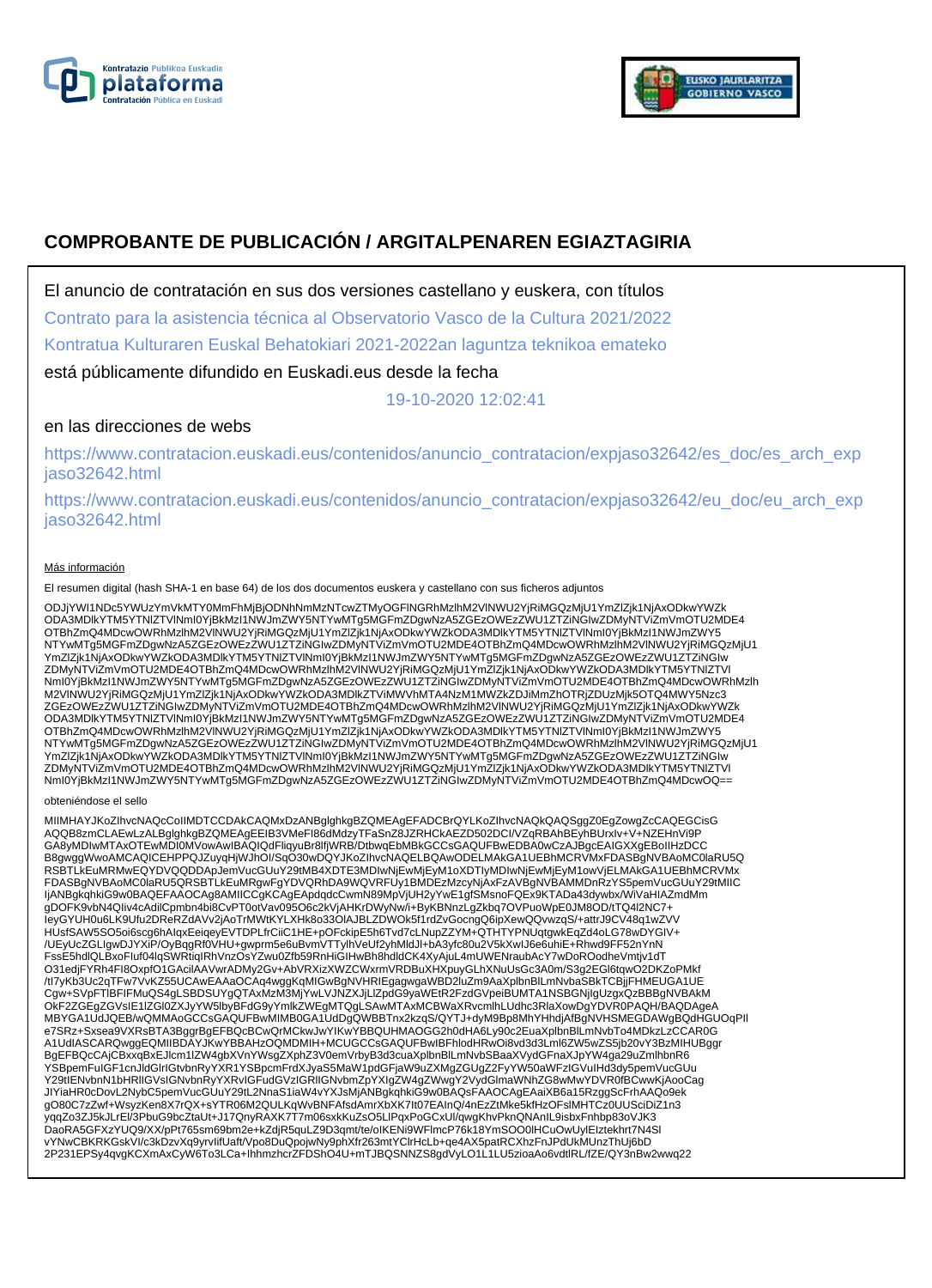# COMPROBANTE DE PUBLICACIÓN / ARGITALPENAREN EGIAZTAGIRIA

El anuncio de contratación en sus dos versiones castellano y euskera, con títulos

Contrato para la asistencia técnica al Observatorio Vasco de la Cultura 2021/2022

Kontratua Kulturaren Euskal Behatokiari 2021-2022an laguntza teknikoa emateko

está públicamente difundido en Euskadi.eus desde la fecha

19-10-2020 12:02:41

en las direcciones de webs

https://www.contratacion.euskadi.eus/contenidos/anuncio_contratacion/expjaso32642/es_doc/es_arch_expjaso32642.html

https://www.contratacion.euskadi.eus/contenidos/anuncio_contratacion/expjaso32642/eu_doc/eu_arch_expjaso32642.html

Más información

El resumen digital (hash SHA-1 en base 64) de los dos documentos euskera y castellano con sus ficheros adjuntos

ODJjYWI1NDc5YWUzYmVkMTY0MmFhMjBjODNhNmMzNTcwZTMyOGFlNGRhMzlhM2VlNWU2YjRiMGQzMjU1YmZlZjk1NjAxODkwYWZk
ODA3MDlkYTM5YTNlZTVlNmI0YjBkMzI1NWJmZWY5NTYwMTg5MGFmZDgwNzA5ZGEzOWEzZWU1ZTZiNGIwZDMyNTViZmVmOTU2MDE4
OTBhZmQ4MDcwOWRhMzlhM2VlNWU2YjRiMGQzMjU1YmZlZjk1NjAxODkwYWZkODA3MDlkYTM5YTNlZTVlNmI0YjBkMzI1NWJmZWY5
NTYwMTg5MGFmZDgwNzA5ZGEzOWEzZWU1ZTZiNGIwZDMyNTViZmVmOTU2MDE4OTBhZmQ4MDcwOWRhMzlhM2VlNWU2YjRiMGQzMjU1
YmZlZjk1NjAxODkwYWZkODA3MDlkYTM5YTNlZTVlNmI0YjBkMzI1NWJmZWY5NTYwMTg5MGFmZDgwNzA5ZGEzOWEzZWU1ZTZiNGIw
ZDMyNTViZmVmOTU2MDE4OTBhZmQ4MDcwOWRhMzlhM2VlNWU2YjRiMGQzMjU1YmZlZjk1NjAxODkwYWZkODA3MDlkYTM5YTNlZTVl
NmI0YjBkMzI1NWJmZWY5NTYwMTg5MGFmZDgwNzA5ZGEzOWEzZWU1ZTZiNGIwZDMyNTViZmVmOTU2MDE4OTBhZmQ4MDcwOWRhMzlh
M2VlNWU2YjRiMGQzMjU1YmZlZjk1NjAxODkwYWZkODA3MDlkZTViMWVhMTA4NzM1MWZkZDJiMmZhOTRjZDUzMjk5OTQ4MWY5Nzc3
ZGEzOWEzZWU1ZTZiNGIwZDMyNTViZmVmOTU2MDE4OTBhZmQ4MDcwOWRhMzlhM2VlNWU2YjRiMGQzMjU1YmZlZjk1NjAxODkwYWZk
ODA3MDlkYTM5YTNlZTVlNmI0YjBkMzI1NWJmZWY5NTYwMTg5MGFmZDgwNzA5ZGEzOWEzZWU1ZTZiNGIwZDMyNTViZmVmOTU2MDE4
OTBhZmQ4MDcwOWRhMzlhM2VlNWU2YjRiMGQzMjU1YmZlZjk1NjAxODkwYWZkODA3MDlkYTM5YTNlZTVlNmI0YjBkMzI1NWJmZWY5
NTYwMTg5MGFmZDgwNzA5ZGEzOWEzZWU1ZTZiNGIwZDMyNTViZmVmOTU2MDE4OTBhZmQ4MDcwOWRhMzlhM2VlNWU2YjRiMGQzMjU1
YmZlZjk1NjAxODkwYWZkODA3MDlkYTM5YTNlZTVlNmI0YjBkMzI1NWJmZWY5NTYwMTg5MGFmZDgwNzA5ZGEzOWEzZWU1ZTZiNGIw
ZDMyNTViZmVmOTU2MDE4OTBhZmQ4MDcwOWRhMzlhM2VlNWU2YjRiMGQzMjU1YmZlZjk1NjAxODkwYWZkODA3MDlkYTM5YTNlZTVl
NmI0YjBkMzI1NWJmZWY5NTYwMTg5MGFmZDgwNzA5ZGEzOWEzZWU1ZTZiNGIwZDMyNTViZmVmOTU2MDE4OTBhZmQ4MDcwOQ==

obteniéndose el sello

MIIMHAYJKoZIhvcNAQcCoIIMDTCCDAkCAQMxDzANBglghkgBZQMEAgEFADCBrQYLKoZIhvcNAQkQAQSggZ0EgZowgZcCAQEGCisG
AQQB8zmCLAEwLzALBglghkgBZQMEAgEEIB3VMeFI86dMdzyTFaSnZ8JZRHCkAEZD502DCI/VZqRBAhBEyhBUrxlv+V+NZEHnVi9P
GA8yMDIwMTAxOTEwMDI0MVowAwIBAQIQdFliqyuBr8lfjWRB/DtbwqEbMBkGCCsGAQUFBwEDBA0wCzAJBgcEAIGXXgEBoIIHzDCC
B8gwggWwoAMCAQICEHPPQJZuyqHjWJhOI/SqO30wDQYJKoZIhvcNAQELBQAwODELMAkGA1UEBhMCRVMxFDASBgNVBAoMC0laRU5Q
RSBTLkEuMRMwEQYDVQQDDApJemVucGUuY29tMB4XDTE3MDIwNjEwMjEyM1oXDTIyMDIwNjEwMjEyM1owVjELMAkGA1UEBhMCRVMx
FDASBgNVBAoMC0laRU5QRSBTLkEuMRgwFgYDVQRhDA9WQVRFUy1BMDEzMzcyNjAxFzAVBgNVBAMMDnRzYS5pemVucGUuY29tMIIC
IjANBgkqhkiG9w0BAQEFAAOCAg8AMIICCgKCAgEApdqdcCwmN89MpVjUH2yYwE1gfSMsnoFQEx9KTADa43dywbx/WiVaHIAZmdMm
gDOFK9vbN4QIiv4cAdilCpmbn4bi8CvPT0otVav095O6c2kVjAHKrDWyNw/i+ByKBNnzLgZkbq7OVPuoWpE0JM8OD/tTQ4l2NC7+
IeyGYUH0u6LK9Ufu2DReRZdAVv2jAoTrMWtKYLXHk8o33OlAJBLZDWOk5f1rdZvGocngQ6ipXewQQvwzqS/+attrJ9CV48q1wZVV
HUsfSAW5SO5oi6scg6hAlqxEeiqeyEVTDPLfrCiiC1HE+pOFckipE5h6Tvd7cLNupZZYM+QTHTYPNUqtgwkEqZd4oLG78wDYGIV+
/UEyUcZGLlgwDJYXiP/OyBqgRf0VHU+gwprm5e6uBvmVTTylhVeUf2yhMldJl+bA3yfc80u2V5kXwlJ6e6uhiE+Rhwd9FF52nYnN
FssE5hdlQLBxoFluf04lqSWRtiqlRhVnzOsYZwu0Zfb59RnHiGIHwBh8hdldCK4XyAjuL4mUWENraubAcY7wDoROodheVmtjv1dT
O31edjFYRh4FI8OxpfO1GAciIAAVwrADMy2Gv+AbVRXizXWZCWxrmVRDBuXHXpuyGLhXNuUsGc3A0m/S3g2EGl6tqwO2DKZoPMkf
/tI7yKb3Uc2qTFw7VvKZ55UCAwEAAaOCAq4wggKqMIGwBgNVHRIEgagwgaWBD2luZm9AaXplbnBlLmNvbaSBkTCBjjFHMEUGA1UE
Cgw+SVpFTlBFIFMuQS4gLSBDSUYgQTAxMzM3MjYwLVJNZXJjLlZpdG9yaWEtR2FzdGVpeiBUMTA1NSBGNjlgUzgxQzBBBgNVBAkM
OkF2ZGEgZGVsIE1lZGl0ZXJyYW5lbyBFdG9yYmlkZWEgMTQgLSAwMTAxMCBWaXRvcmlhLUdhc3RlaXowDgYDVR0PAQH/BAQDAgeA
MBYGA1UdJQEB/wQMMAoGCCsGAQUFBwMIMB0GA1UdDgQWBBTnx2kzqS/QYTJ+dyM9Bp8MhYHhdjAfBgNVHSMEGDAWgBQdHGUOqPII
e7SRz+Sxsea9VXRsBTA3BggrBgEFBQcBCwQrMCkwJwYIKwYBBQUHMAOGG2h0dHA6Ly90c2EuaXplbnBlLmNvbTo4MDkzLzCCAR0G
A1UdIASCARQwggEQMIIBDAYJKwYBBAHzOQMDMIH+MCUGCCsGAQUFBwIBFhlodHRwOi8vd3d3Lml6ZW5wZS5jb20vY3BzMIHUBggr
BgEFBQcCAjCBxxqBxEJlcm1lZW4gbXVnYWsgZXphZ3V0emVrbyB3d3cuaXplbnBlLmNvbSBaaXVydGFnaXJpYW4gaW29uZmlhbnR6
YSBpemFuIGF1cnJldGlrIGtvbnRyYXR1YSBpcmFrdXJyaS5MaW1pdGFjaW9uZXMgZGUgZ2FyYW50aWFzIGVuIHd3dy5pemVucGUu
Y29tIENvbnN1bHRlIGVsIGNvbnRyYXRvIGFudGVzIGRlIGNvbmZpYXIgZW4gZWwgY2VydGlmaWNhZG8wMwYDVR0fBCwwKjAooCag
JIYiaHR0cDovL2NybC5pemVucGUuY29tL2NnaS1iaW4vYXJsMjANBgkqhkiG9w0BAQsFAAOCAgEAaiXB6a15RzggScFrhAAQo9ek
gO80C7zZwf+WsyzKen8X7rQX+sYTR06M2QULKqWvBNFAfsdAmrXbXK7It07EAInQ/4nEzZtMke5kfHzOFsIMHTCz0UUSciDiZ1n3
yqqZo3ZJ5kJLrEI/3PbuG9bcZtaUt+J17QnyRAXK7T7m06sxkKuZsO5LlPqxPoGCxUl/qwgKhvPknQNAnIL9isbxFnhbp83oVJK3
DaoRA5GFXzYUQ9/XX/pPt765sm69bm2e+kZdjR5quLZ9D3qmt/te/oIKENi9WFlmcP76k18YmSOO0lHCuOwUylEIztekhrt7N4SI
vYNwCBKRKGskVI/c3kDzvXq9yrvlifUaft/Vpo8DuQpojwNy9phXfr263mtYClrHcLb+qe4AX5patRCXhzFnJPdUkMUnzThUj6bD
2P231EPSy4qvgKCXmAxCyW6To3LCa+IhhmzhcrZFDShO4U+mTJBQSNNZS8gdVyLO1L1LU5zioaAo6vdtlRL/fZE/QY3nBw2wwq22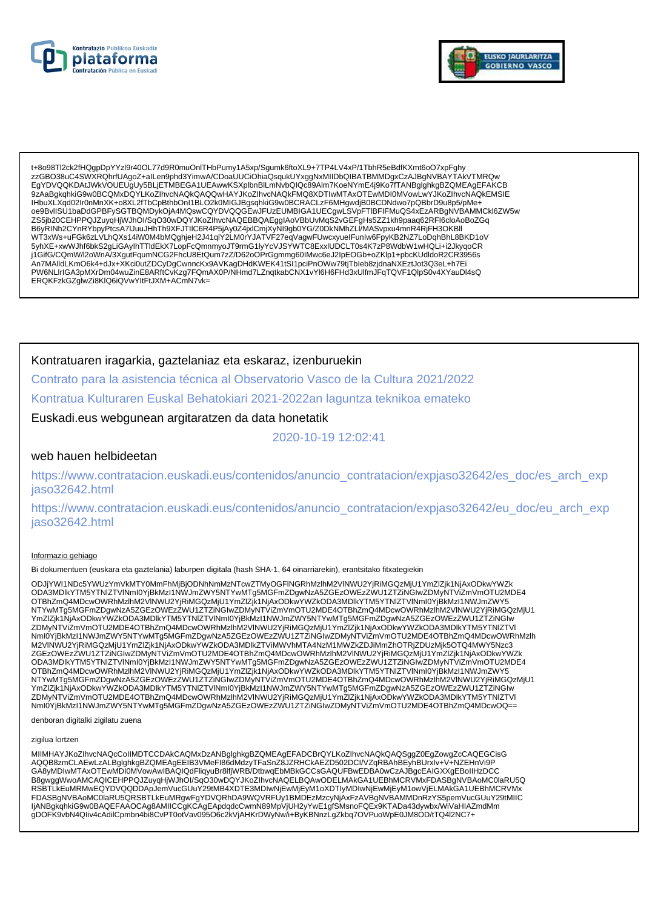t+8o98Tl2ck2fHQgpDpYYzl9r40OL77d9R0muOnlTHbPumy1A5xp/Sgumk6ftoXL9+7TP4LV4xP/1TbhR5eBdfKXmt6oO7xpFghy
zzGBO38uC4SWXRQhrfUAgoZ+alLen9phd3YimwA/CDoaUUCiOhiaQsqukUYxggNxMIIDbQIBATBMMDgxCzAJBgNVBAYTAkVTMRQw
EgYDVQQKDAtJWkVOUEUgUy5BLjETMBEGA1UEAwwKSXplbnBlLmNvbQIQc89Alm7KoeNYmE4j9Ko7fTANBglghkgBZQMEAgEFAKCB
9zAaBgkqhkiG9w0BCQMxDQYLKoZIhvcNAQkQAQQwHAYJKoZIhvcNAQkFMQ8XDTIwMTAxOTEwMDI0MVowLwYJKoZIhvcNAQkEMSIE
IHbuXLXqd02lr0nMnXK+o8XL2fTbCpBthbOnI1BLO2k0MIGJBgsqhkiG9w0BCRACLzF6MHgwdjB0BCDNdwo7pQBbrD9u8p5/pMe+
oe9BvllSU1baDdGPBFySGTBQMDykOjA4MQswCQYDVQQGEwJFUzEUMBIGA1UECgwLSVpFTlBFIFMuQS4xEzARBgNVBAMMCkl6ZW5w
ZS5jb20CEHPPQJZuyqHjWJhOI/SqO30wDQYJKoZIhvcNAQEBBQAEggIAoVBbUvMqS2vGEFgHs5ZZ1kh9paaq62RFl6cloAoBoZGq
B6yRlNh2CYnRYbpyPtcsA7lJuuJHhTh9XFJTlIC6R4P5jAy0Z4jxlCmjXyNl9gb0YG/Z0DkNMhZLl/MASvpxu4mnR4RjFH3OKBll
WT3xWs+uFGk6zLVLhQXs14iW0M4bMQghjeH2J41qlY2LM0rYJATVF27eqVagwFUwcxyuelFunlw6FpyKB2NZ7LoDqhBhL8BKD1oV
5yhXE+xwWJhf6bkS2gLiGAyIhTTldEkX7LopFcQmnmyoJT9rmG1lyYcVJSYWTC8ExxlUDCLT0s4K7zP8WdbW1wHQLi+i2JkyqoCR
j1GifG/CQmW/l2oWnA/3XgutFqumNCG2FhcU8EtQum7zZ/D62oOPrGgmmg60IMwc6eJ2lpEOGb+oZKlp1+pbcKUdldoR2CR3956s
An7MAlldLKmO6k4+dJx+XKci0utZDCyDgCwnncKx9AVKagDHdKWEK41tSl1pciPnOWw79tjTbleb8zjdnaNXEztJot3Q3eL+h7Ei
PW6NLlrIGA3pMXrDm04wuZinE8ARftCvKzg7FQmAX0P/NHmd7LZnqtkabCNX1vYl6H6FHd3xUlfmJFqTQVF1QlpS0v4XYauDl4sQ
ERQKFzkGZglwZi8KlQ6iQVwYltFtJXM+ACmN7vk=

Kontratuaren iragarkia, gaztelaniaz eta eskaraz, izenburuekin

Contrato para la asistencia técnica al Observatorio Vasco de la Cultura 2021/2022

Kontratua Kulturaren Euskal Behatokiari 2021-2022an laguntza teknikoa emateko

Euskadi.eus webgunean argitaratzen da data honetatik

2020-10-19 12:02:41

web hauen helbideetan

https://www.contratacion.euskadi.eus/contenidos/anuncio_contratacion/expjaso32642/es_doc/es_arch_expjaso32642.html

https://www.contratacion.euskadi.eus/contenidos/anuncio_contratacion/expjaso32642/eu_doc/eu_arch_expjaso32642.html

Informazio gehiago

Bi dokumentuen (euskara eta gaztelania) laburpen digitala (hash SHA-1, 64 oinarriarekin), erantsitako fitxategiekin

ODJjYWI1NDc5YWUzYmVkMTY0MmFhMjBjODNhNmMzNTcwZTMyOGFlNGRhMzlhM2VlNWU2YjRiMGQzMjU1YmZlZjk1NjAxODkwYWZk
ODA3MDlkYTM5YTNlZTVlNmI0YjBkMzI1NWJmZWY5NTYwMTg5MGFmZDgwNzA5ZGEzOWEzZWU1ZTZiNGIwZDMyNTViZmVmOTU2MDE4
OTBhZmQ4MDcwOWRhMzlhM2VlNWU2YjRiMGQzMjU1YmZlZjk1NjAxODkwYWZkODA3MDlkYTM5YTNlZTVlNmI0YjBkMzI1NWJmZWY5
NTYwMTg5MGFmZDgwNzA5ZGEzOWEzZWU1ZTZiNGIwZDMyNTViZmVmOTU2MDE4OTBhZmQ4MDcwOWRhMzlhM2VlNWU2YjRiMGQzMjU1
YmZlZjk1NjAxODkwYWZkODA3MDlkYTM5YTNlZTVlNmI0YjBkMzI1NWJmZWY5NTYwMTg5MGFmZDgwNzA5ZGEzOWEzZWU1ZTZiNGIw
ZDMyNTViZmVmOTU2MDE4OTBhZmQ4MDcwOWRhMzlhM2VlNWU2YjRiMGQzMjU1YmZlZjk1NjAxODkwYWZkODA3MDlkYTM5YTNlZTVl
NmI0YjBkMzI1NWJmZWY5NTYwMTg5MGFmZDgwNzA5ZGEzOWEzZWU1ZTZiNGIwZDMyNTViZmVmOTU2MDE4OTBhZmQ4MDcwOWRhMzlh
M2VlNWU2YjRiMGQzMjU1YmZlZjk1NjAxODkwYWZkODA3MDlkZTViMWVhMTA4NzM1MWZkZDJiMmZhOTRjZDUzMjk5OTQ4MWY5Nzc3
ZGEzOWEzZWU1ZTZiNGIwZDMyNTViZmVmOTU2MDE4OTBhZmQ4MDcwOWRhMzlhM2VlNWU2YjRiMGQzMjU1YmZlZjk1NjAxODkwYWZk
ODA3MDlkYTM5YTNlZTVlNmI0YjBkMzI1NWJmZWY5NTYwMTg5MGFmZDgwNzA5ZGEzOWEzZWU1ZTZiNGIwZDMyNTViZmVmOTU2MDE4
OTBhZmQ4MDcwOWRhMzlhM2VlNWU2YjRiMGQzMjU1YmZlZjk1NjAxODkwYWZkODA3MDlkYTM5YTNlZTVlNmI0YjBkMzI1NWJmZWY5
NTYwMTg5MGFmZDgwNzA5ZGEzOWEzZWU1ZTZiNGIwZDMyNTViZmVmOTU2MDE4OTBhZmQ4MDcwOWRhMzlhM2VlNWU2YjRiMGQzMjU1
YmZlZjk1NjAxODkwYWZkODA3MDlkYTM5YTNlZTVlNmI0YjBkMzI1NWJmZWY5NTYwMTg5MGFmZDgwNzA5ZGEzOWEzZWU1ZTZiNGIw
ZDMyNTViZmVmOTU2MDE4OTBhZmQ4MDcwOWRhMzlhM2VlNWU2YjRiMGQzMjU1YmZlZjk1NjAxODkwYWZkODA3MDlkYTM5YTNlZTVl
NmI0YjBkMzI1NWJmZWY5NTYwMTg5MGFmZDgwNzA5ZGEzOWEzZWU1ZTZiNGIwZDMyNTViZmVmOTU2MDE4OTBhZmQ4MDcwOQ==

denboran digitalki zigilatu zuena

zigilua lortzen

MIIMHAYJKoZIhvcNAQcCoIIMDTCCDAkCAQMxDzANBglghkgBZQMEAgEFADCBrQYLKoZIhvcNAQkQAQSggZ0EgZowgZcCAQEGCisG
AQQB8zmCLAEwLzALBglghkgBZQMEAgEEIB3VMeFl86dMdzyTFaSnZ8JZRHCkAEZD502DCl/VZqRBAhBEyhBUrxlv+V+NZEHnVi9P
GA8yMDIwMTAxOTEwMDI0MVowAwIBAQIQdFliqyuBr8lfjWRB/DtbwqEbMBkGCCsGAQUFBwEDBA0wCzAJBgcEAIGXXgEBoIIHzDCC
B8gwggWwoAMCAQICEHPPQJZuyqHjWJhOI/SqO30wDQYJKoZIhvcNAQELBQAwODELMAkGA1UEBhMCRVMxFDASBgNVBAoMC0laRU5Q
RSBTLkEuMRMwEQYDVQQDDApJemVucGUuY29tMB4XDTE3MDIwNjEwMjEyM1oXDTIyMDIwNjEwMjEyM1owVjELMAkGA1UEBhMCRVMx
FDASBgNVBAoMC0laRU5QRSBTLkEuMRgwFgYDVQRhDA9WQVRFUy1BMDEzMzcyNjAxFzAVBgNVBAMMDnRzYS5pemVucGUuY29tMIIC
IjANBgkqhkiG9w0BAQEFAAOCAg8AMIICCgKCAgEApdqdcCwmN89MpVjUH2yYwE1gfSMsnoFQEx9KTADa43dywbx/WiVaHIAZmdMm
gDOFK9vbN4Qliv4cAdilCpmbn4bi8CvPT0otVav095O6c2kVjAHKrDWyNw/i+ByKBNnzLgZkbq7OVPuoWpE0JM8OD/tTQ4l2NC7+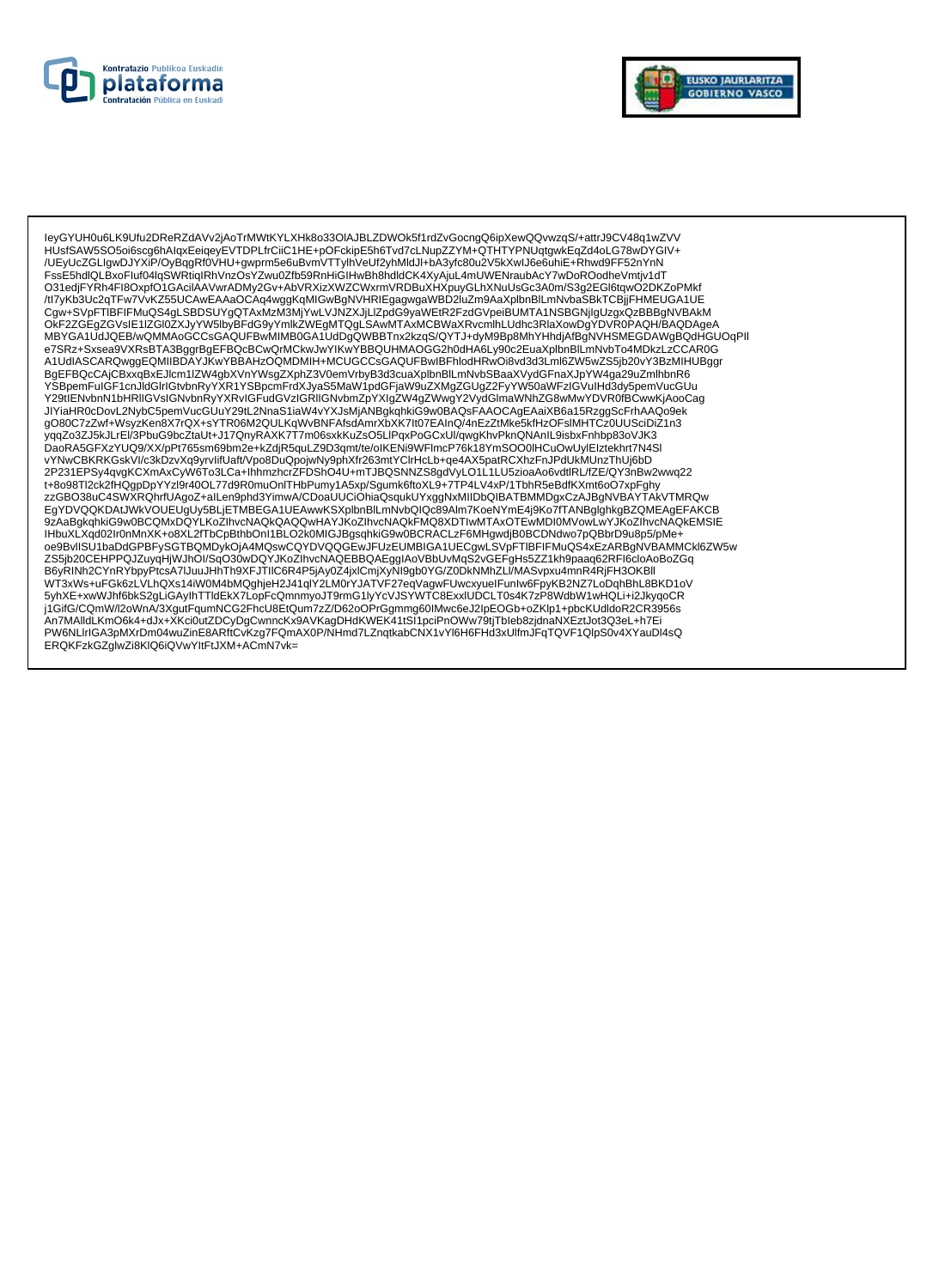IeyGYUH0u6LK9Ufu2DReRZdAVv2jAoTrMWtKYLXHk8o33OlAJBLZDWOk5f1rdZvGocngQ6ipXewQQvwzqS/+attrJ9CV48q1wZVV
HUsfSAW5SO5oi6scg6hAIqxEeiqeyEVTDPLfrCiiC1HE+pOFckipE5h6Tvd7cLNupZZYM+QTHTYPNUqtgwkEqZd4oLG78wDYGIV+
/UEyUcZGLlgwDJYXiP/OyBqgRf0VHU+gwprm5e6uBvmVTTylhVeUf2yhMldJl+bA3yfc80u2V5kXwlJ6e6uhiE+Rhwd9FF52nYnN
FssE5hdlQLBxoFIuf04lqSWRtiqIRhVnzOsYZwu0Zfb59RnHiGIHwBh8hdldCK4XyAjuL4mUWENraubAcY7wDoROodheVmtjv1dT
O31edjFYRh4FI8OxpfO1GAcilAAVwrADMy2Gv+AbVRXizXWZCWxrmVRDBuXHXpuyGLhXNuUsGc3A0m/S3g2EGl6tqwO2DKZoPMkf
/tI7yKb3Uc2qTFw7VvKZ55UCAwEAAaOCAq4wggKqMIGwBgNVHRIEgagwgaWBD2luZm9AaXplbnBlLmNvbaSBkTCBjjFHMEUGA1UE
Cgw+SVpFTlBFIFMuQS4gLSBDSUYgQTAxMzM3MjYwLVJNZXJjLlZpdG9yaWEtR2FzdGVpeiBUMTA1NSBGNjIgUzgxQzBBBgNVBAkM
OkF2ZGEgZGVsIE1lZGl0ZXJyYW5lbyBFdG9yYmlkZWEgMTQgLSAwMTAxMCBWaXRvcmlhLUdhc3RlaXowDgYDVR0PAQH/BAQDAgeA
MBYGA1UdJQEB/wQMMAoGCCsGAQUFBwMIMB0GA1UdDgQWBBTnx2kzqS/QYTJ+dyM9Bp8MhYHhdjAfBgNVHSMEGDAWgBQdHGUOqPIl
e7SRz+Sxsea9VXRsBTA3BggrBgEFBQcBCwQrMCkwJwYIKwYBBQUHMAOGG2h0dHA6Ly90c2EuaXplbnBlLmNvbTo4MDkzLzCCAR0G
A1UdIASCARQwggEQMIIBDAYJKwYBBAHzOQMDMIH+MCUGCCsGAQUFBwIBFhlodHRwOi8vd3d3Lml6ZW5wZS5jb20vY3BzMIHUBggr
BgEFBQcCAjCBxxqBxEJlcm1lZW4gbXVnYWsgZXphZ3V0emVrbyB3d3cuaXplbnBlLmNvbSBaaXVydGFnaXJpYW4ga29uZmlhbnR6
YSBpemFuIGF1cnJldGlrIGtvbnRyYXR1YSBpcmFrdXJyaS5MaW1pdGFjaW9uZXMgZGUgZ2FyYW50aWFzIGVuIHd3dy5pemVucGUu
Y29tIENvbnN1bHRlIGVsIGNvbnRyYXRvIGFudGVzIGRlIGNvbmZpYXIgZW4gZWwgY2VydGlmaWNhZG8wMwYDVR0fBCwwKjAooCag
JIYiaHR0cDovL2NybC5pemVucGUuY29tL2NnaS1iaW4vYXJsMjANBgkqhkiG9w0BAQsFAAOCAgEAaiXB6a15RzggScFrhAAQo9ek
gO80C7zZwf+WsyzKen8X7rQX+sYTR06M2QULKqWvBNFAfsdAmrXbXK7It07EAInQ/4nEzZtMke5kfHzOFslMHTCz0UUSciDiZ1n3
yqqZo3ZJ5kJLrEl/3PbuG9bcZtaUt+J17QnyRAXK7T7m06sxkKuZsO5LlPqxPoGCxUl/qwgKhvPknQNAnIL9isbxFnhbp83oVJK3
DaoRA5GFXzYUQ9/XX/pPt765sm69bm2e+kZdjR5quLZ9D3qmt/te/oIKENi9WFlmcP76k18YmSOO0lHCuOwUylElztekhrt7N4Sl
vYNwCBKRKGskVl/c3kDzvXq9yrvIifUaft/Vpo8DuQpojwNy9phXfr263mtYClrHcLb+qe4AX5patRCXhzFnJPdUkMUnzThUj6bD
2P231EPSy4qvgKCXmAxCyW6To3LCa+IhhmzhcrZFDShO4U+mTJBQSNNZS8gdVyLO1L1LU5zioaAo6vdtlRL/fZE/QY3nBw2wwq22
t+8o98Tl2ck2fHQgpDpYYzl9r40OL77d9R0muOnlTHbPumy1A5xp/Sgumk6ftoXL9+7TP4LV4xP/1TbhR5eBdfKXmt6oO7xpFghy
zzGBO38uC4SWXRQhrfUAgoZ+alLen9phd3YimwA/CDoaUUCiOhiaQsqukUYxggNxMIIDbQIBATBMMDgxCzAJBgNVBAYTAkVTMRQw
EgYDVQQKDAtJWkVOUEUgUy5BLjETMBEGA1UEAwwKSXplbnBlLmNvbQIQc89Alm7KoeNYmE4j9Ko7fTANBglghkgBZQMEAgEFAKCB
9zAaBgkqhkiG9w0BCQMxDQYLKoZIhvcNAQkQAQQwHAYJKoZIhvcNAQkFMQ8XDTIwMTAxOTEwMDI0MVowLwYJKoZIhvcNAQkEMSIE
IHbuXLXqd02Ir0nMnXK+o8XL2fTbCpBthbOnI1BLO2k0MIGJBgsqhkiG9w0BCRACLzF6MHgwdjB0BCDNdwo7pQBbrD9u8p5/pMe+
oe9BvlISU1baDdGPBFySGTBQMDykOjA4MQswCQYDVQQGEwJFUzEUMBIGA1UECgwLSVpFTlBFIFMuQS4xEzARBgNVBAMMCkl6ZW5w
ZS5jb20CEHPPQJZuyqHjWJhOI/SqO30wDQYJKoZIhvcNAQEBBQAEggIAoVBbUvMqS2vGEFgHs5ZZ1kh9paaq62RFI6cloAoBoZGq
B6yRINh2CYnRYbpyPtcsA7lJuuJHhTh9XFJTIlC6R4P5jAy0Z4jxlCmjXyNI9gb0YG/Z0DkNMhZLl/MASvpxu4mnR4RjFH3OKBll
WT3xWs+uFGk6zLVLhQXs14iW0M4bMQghjeH2J41qlY2LM0rYJATVF27eqVagwFUwcxyuelFunIw6FpyKB2NZ7LoDqhBhL8BKD1oV
5yhXE+xwWJhf6bkS2gLiGAyIhTTldEkX7LopFcQmnmyoJT9rmG1lyYcVJSYWTC8ExxlUDCLT0s4K7zP8WdbW1wHQLi+i2JkyqoCR
j1GifG/CQmW/l2oWnA/3XgutFqumNCG2FhcU8EtQum7zZ/D62oOPrGgmmg60lMwc6eJ2lpEOGb+oZKlp1+pbcKUdldoR2CR3956s
An7MAlldLKmO6k4+dJx+XKci0utZDCyDgCwnncKx9AVKagDHdKWEK41tSl1pciPnOWw79tjTbIeb8zjdnaNXEztJot3Q3eL+h7Ei
PW6NLlrIGA3pMXrDm04wuZinE8ARftCvKzg7FQmAX0P/NHmd7LZnqtkabCNX1vYl6H6FHd3xUlfmJFqTQVF1QlpS0v4XYauDl4sQ
ERQKFzkGZglwZi8KlQ6iQVwYItFtJXM+ACmN7vk=